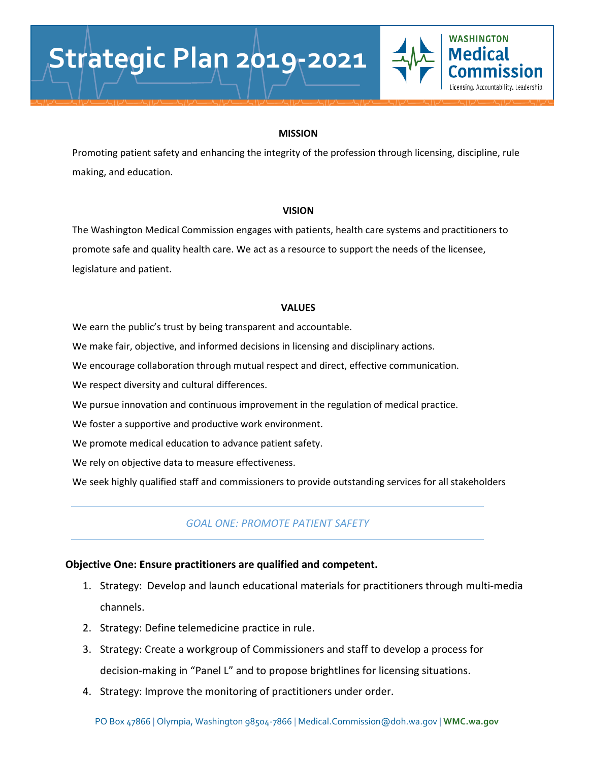# Strategic Plan 2019-2021

WASHINGTON **Medical Commission**
Licensing. Accountability. Leadership.

**MISSION**

Promoting patient safety and enhancing the integrity of the profession through licensing, discipline, rule making, and education.

**VISION**

The Washington Medical Commission engages with patients, health care systems and practitioners to promote safe and quality health care. We act as a resource to support the needs of the licensee, legislature and patient.

**VALUES**

We earn the public's trust by being transparent and accountable.

We make fair, objective, and informed decisions in licensing and disciplinary actions.

We encourage collaboration through mutual respect and direct, effective communication.

We respect diversity and cultural differences.

We pursue innovation and continuous improvement in the regulation of medical practice.

We foster a supportive and productive work environment.

We promote medical education to advance patient safety.

We rely on objective data to measure effectiveness.

We seek highly qualified staff and commissioners to provide outstanding services for all stakeholders

## *GOAL ONE: PROMOTE PATIENT SAFETY*

**Objective One: Ensure practitioners are qualified and competent.**

1. Strategy: Develop and launch educational materials for practitioners through multi-media channels.
2. Strategy: Define telemedicine practice in rule.
3. Strategy: Create a workgroup of Commissioners and staff to develop a process for decision-making in "Panel L" and to propose brightlines for licensing situations.
4. Strategy: Improve the monitoring of practitioners under order.

PO Box 47866 | Olympia, Washington 98504-7866 | Medical.Commission@doh.wa.gov | **WMC.wa.gov**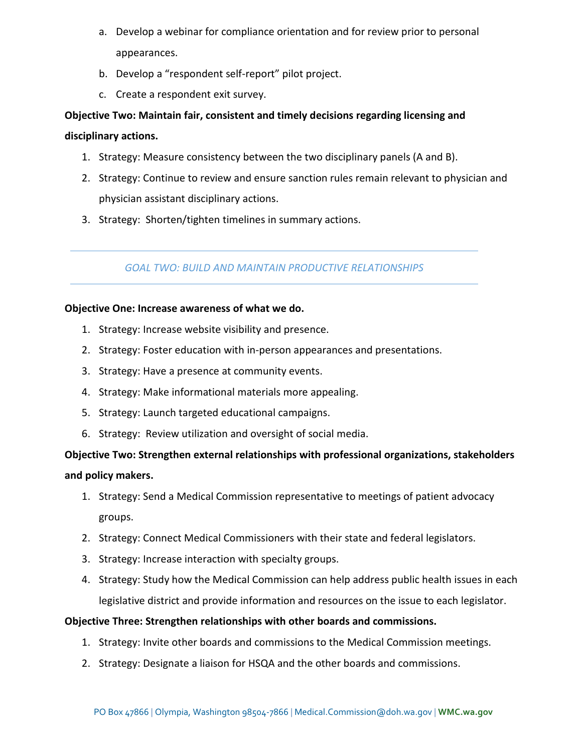a. Develop a webinar for compliance orientation and for review prior to personal appearances.
   b. Develop a "respondent self-report" pilot project.
   c. Create a respondent exit survey.

**Objective Two: Maintain fair, consistent and timely decisions regarding licensing and disciplinary actions.**

1. Strategy: Measure consistency between the two disciplinary panels (A and B).
2. Strategy: Continue to review and ensure sanction rules remain relevant to physician and physician assistant disciplinary actions.
3. Strategy: Shorten/tighten timelines in summary actions.

---

## *GOAL TWO: BUILD AND MAINTAIN PRODUCTIVE RELATIONSHIPS*

---

**Objective One: Increase awareness of what we do.**

1. Strategy: Increase website visibility and presence.
2. Strategy: Foster education with in-person appearances and presentations.
3. Strategy: Have a presence at community events.
4. Strategy: Make informational materials more appealing.
5. Strategy: Launch targeted educational campaigns.
6. Strategy: Review utilization and oversight of social media.

**Objective Two: Strengthen external relationships with professional organizations, stakeholders and policy makers.**

1. Strategy: Send a Medical Commission representative to meetings of patient advocacy groups.
2. Strategy: Connect Medical Commissioners with their state and federal legislators.
3. Strategy: Increase interaction with specialty groups.
4. Strategy: Study how the Medical Commission can help address public health issues in each legislative district and provide information and resources on the issue to each legislator.

**Objective Three: Strengthen relationships with other boards and commissions.**

1. Strategy: Invite other boards and commissions to the Medical Commission meetings.
2. Strategy: Designate a liaison for HSQA and the other boards and commissions.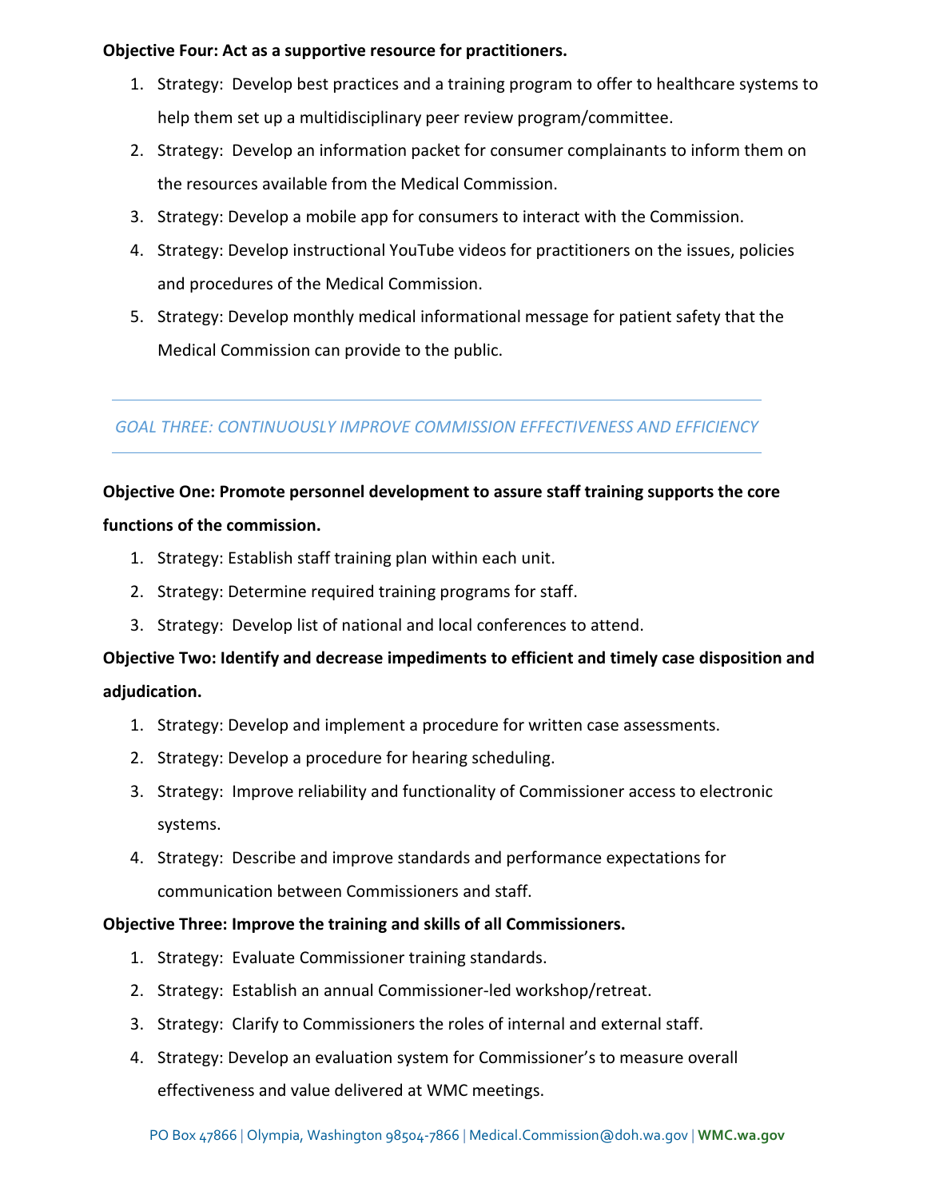**Objective Four: Act as a supportive resource for practitioners.**

1. Strategy: Develop best practices and a training program to offer to healthcare systems to help them set up a multidisciplinary peer review program/committee.
2. Strategy: Develop an information packet for consumer complainants to inform them on the resources available from the Medical Commission.
3. Strategy: Develop a mobile app for consumers to interact with the Commission.
4. Strategy: Develop instructional YouTube videos for practitioners on the issues, policies and procedures of the Medical Commission.
5. Strategy: Develop monthly medical informational message for patient safety that the Medical Commission can provide to the public.

## *GOAL THREE: CONTINUOUSLY IMPROVE COMMISSION EFFECTIVENESS AND EFFICIENCY*

**Objective One: Promote personnel development to assure staff training supports the core functions of the commission.**

1. Strategy: Establish staff training plan within each unit.
2. Strategy: Determine required training programs for staff.
3. Strategy: Develop list of national and local conferences to attend.

**Objective Two: Identify and decrease impediments to efficient and timely case disposition and adjudication.**

1. Strategy: Develop and implement a procedure for written case assessments.
2. Strategy: Develop a procedure for hearing scheduling.
3. Strategy: Improve reliability and functionality of Commissioner access to electronic systems.
4. Strategy: Describe and improve standards and performance expectations for communication between Commissioners and staff.

**Objective Three: Improve the training and skills of all Commissioners.**

1. Strategy: Evaluate Commissioner training standards.
2. Strategy: Establish an annual Commissioner-led workshop/retreat.
3. Strategy: Clarify to Commissioners the roles of internal and external staff.
4. Strategy: Develop an evaluation system for Commissioner's to measure overall effectiveness and value delivered at WMC meetings.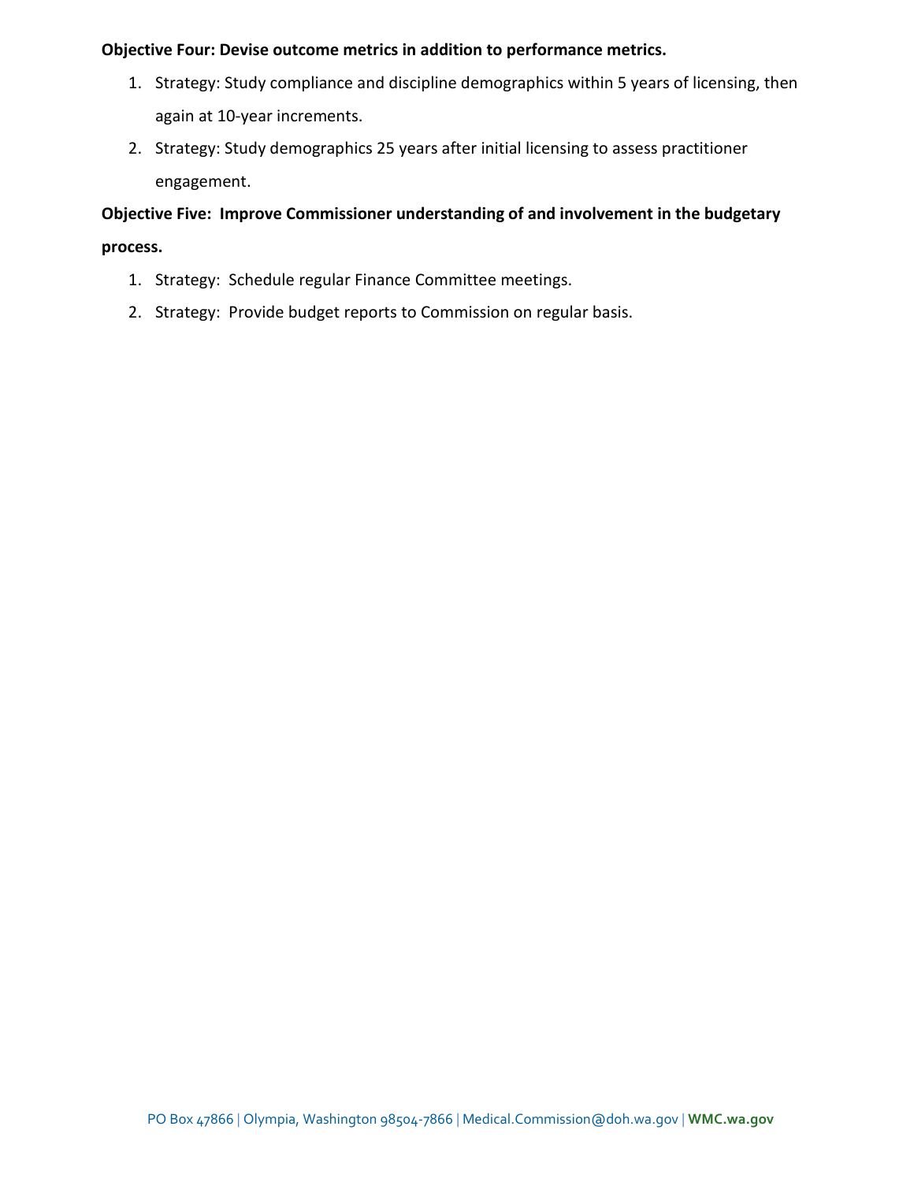**Objective Four: Devise outcome metrics in addition to performance metrics.**

1. Strategy: Study compliance and discipline demographics within 5 years of licensing, then again at 10-year increments.
2. Strategy: Study demographics 25 years after initial licensing to assess practitioner engagement.

**Objective Five: Improve Commissioner understanding of and involvement in the budgetary process.**

1. Strategy: Schedule regular Finance Committee meetings.
2. Strategy: Provide budget reports to Commission on regular basis.